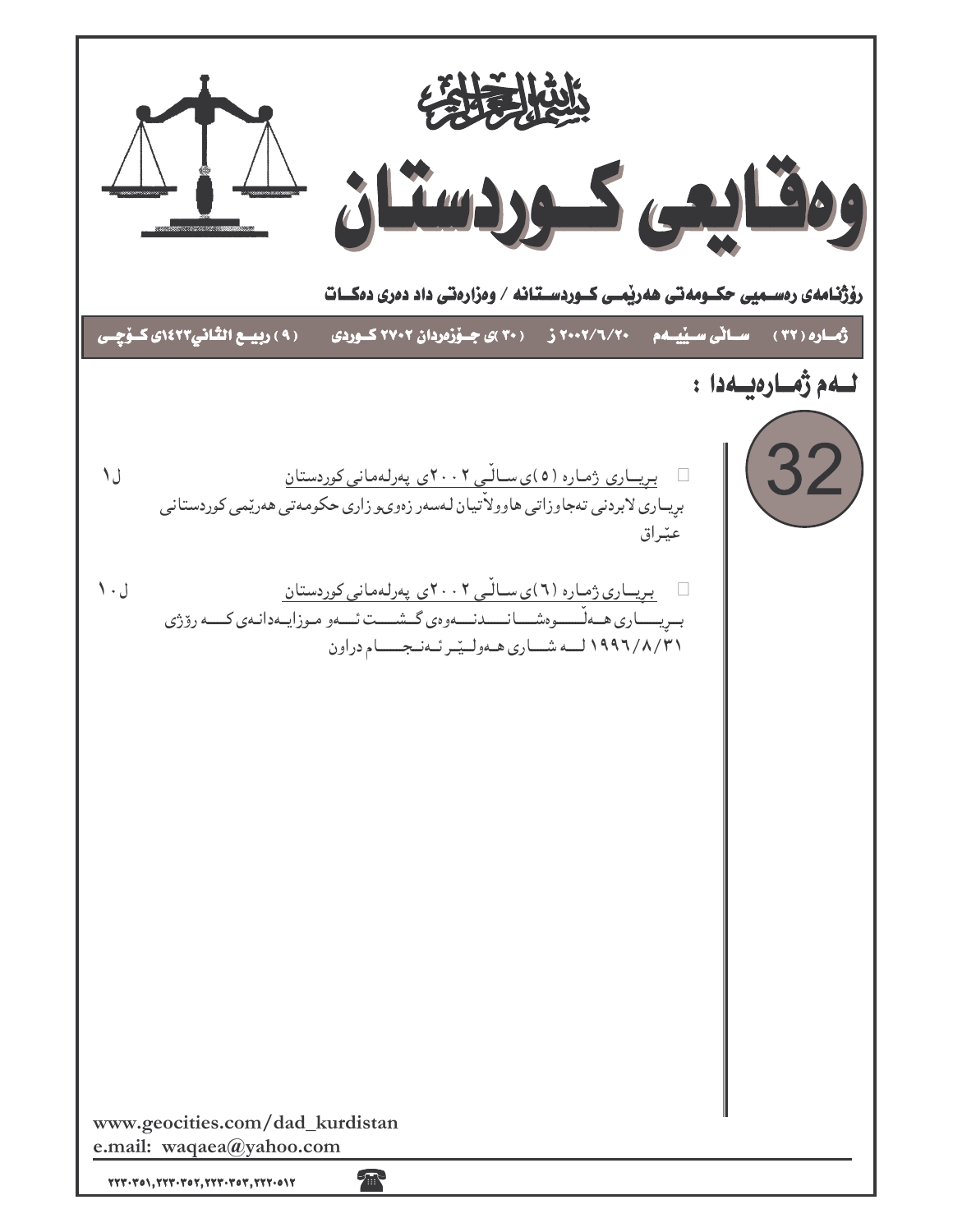بسم الله الرحمن الرحیم

# وەقایعی کوردستان

**ڕۆژنامەی ڕەسمیی حکومەتی هەرێمی کوردستانە / وەزارەتی داد دەری دەکات**

**ژمارە (٣٢) سالّی سێیەم ٢٠٠٢/٦/٢٠ ز (٣٠)ی جۆزەردان ٢٧٠٢ کوردی (٩) ربیع الثاني ١٤٢٣ی کۆچی**

## لەم ژمارەیەدا :

32

- بڕیاری ژمارە (٥)ی سالّی ٢٠٠٢ی پەرلەمانی کوردستان — ل١
  بڕیاری لابردنی تەجاوزاتی هاوولاّتیان لەسەر زەویوزاری حکومەتی هەرێمی کوردستانی عێراق

- بڕیاری ژمارە (٦)ی سالّی ٢٠٠٢ی پەرلەمانی کوردستان — ل١٠
  بڕیاری هەلّوەشاندنەوەی گشت ئەو مزایەدانەی کە رۆژی ١٩٩٦/٨/٣١ لە شاری هەولێر ئەنجام دراون

www.geocities.com/dad_kurdistan
e.mail: waqaea@yahoo.com

٢٢٣٠٣٥١,٢٢٣٠٣٥٢,٢٢٣٠٣٥٣,٢٢٢٠٥١٢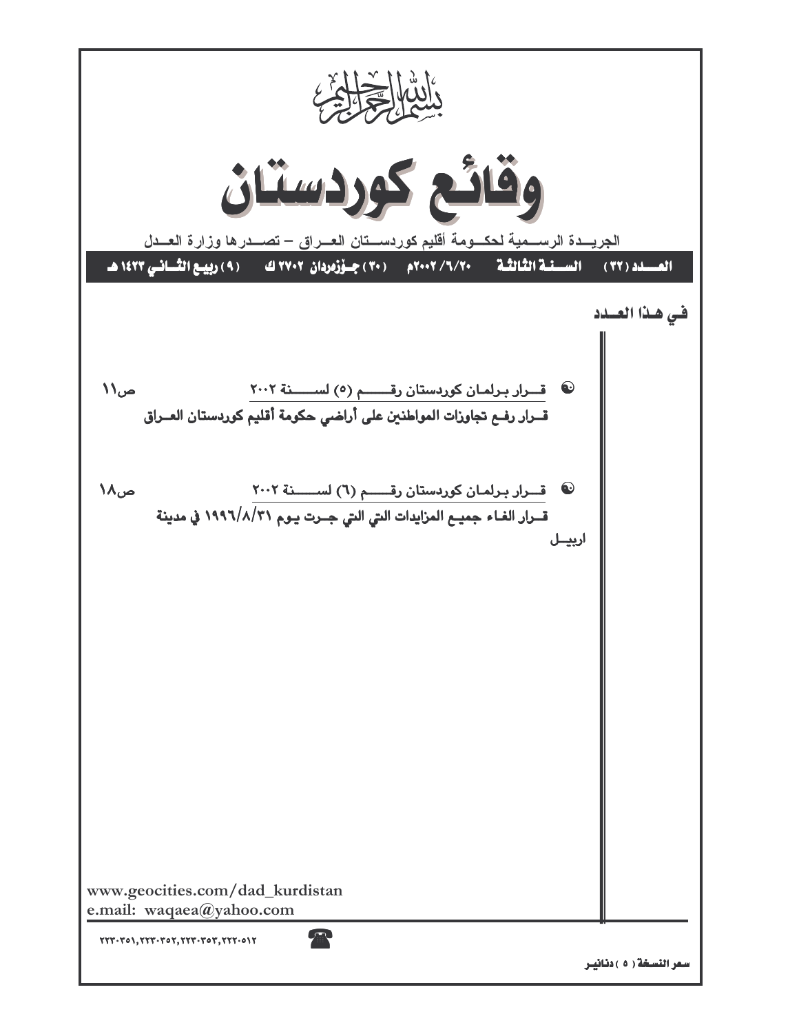بسم الله الرحمن الرحيم

# وقائع كوردستان

الجريدة الرسمية لحكومة أقليم كوردستان العراق – تصدرها وزارة العدل

العدد (٣٢) السنة الثالثة ٢٠٠٢/٦/٢٠م (٣٠) جوزەردان ٢٧٠٢ ك (٩) ربيع الثاني ١٤٢٣ هـ

## في هذا العدد

- قرار برلمان كوردستان رقم (٥) لسنة ٢٠٠٢ — ص١١
  قرار رفع تجاوزات المواطنين على أراضي حكومة أقليم كوردستان العراق

- قرار برلمان كوردستان رقم (٦) لسنة ٢٠٠٢ — ص١٨
  قرار الغاء جميع المزايدات التي جرت يوم ١٩٩٦/٨/٣١ في مدينة اربيل

www.geocities.com/dad_kurdistan
e.mail: waqaea@yahoo.com

☎ ٢٢٣٠٣٥١,٢٢٣٠٣٥٢,٢٢٣٠٣٥٣,٢٢٢٠٥١٢

سعر النسخة (٥) دنانير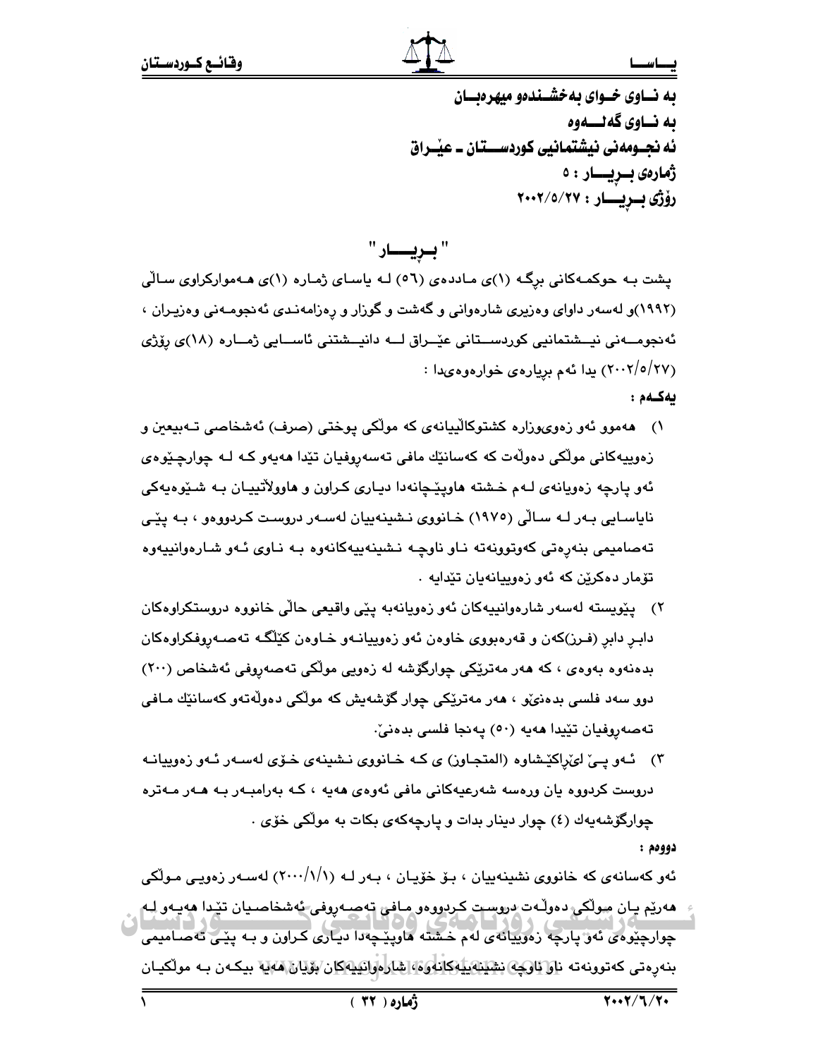به نـاوی خـوای بەخشـندەو میهرەبـان

به نـاوی گەلـــەوە

ئەنجـومەنی نیشتمانیی کوردســـتان ـ عێـراق

ژمارەی بــڕیــار : ٥

رۆژی بــڕیـــار : ٢٠٠٢/٥/٢٧

## " بــڕیـــار "

پشت بـە حوکمـەکانی برگـە (١)ی مـاددەی (٥٦) لـە یاسـای ژمـارە (١)ی هـەموارکراوی سـاڵی (١٩٩٢)و لەسەر داوای وەزیری شارەوانی و گەشت و گوزار و ڕەزامەنـدی ئەنجومـەنی وەزیـران ، ئەنجومـــەنی نیـــشتمانیی کوردســـتانی عێـــراق لـــە دانیـــشتنی ئاســـایی ژمـــارە (١٨)ی ڕۆژی (٢٠٠٢/٥/٢٧) یدا ئەم بڕیارەی خوارەوەیدا :

**یەکـەم :**

١) هەموو ئەو زەویوزارە کشتوکاڵییانەی کە موڵکی پوختی (صرف) ئەشخاصی تـەبیعین و زەوییەکانی موڵکی دەوڵەت کە کەسانێك مافی تەسەڕوفیان تێدا هەیەو کـە لـە چوارچـێوەی ئەو پارچە زەویانەی لـەم خـشتە هاوپێچانەدا دیـاری کـراون و هاووڵاتییـان بـە شـێوەیەکی نایاسـایی بـەر لـە سـاڵی (١٩٧٥) خـانووی نـشینەییان لەسـەر دروسـت کـردووەو ، بـە پێـی تەصامیمی بنەڕەتی کەوتوونەتە نـاو ناوچـە نـشینەییەکانەوە بـە نـاوی ئـەو شـارەوانییەوە تۆمار دەکرێن کە ئەو زەوییانەیان تێدایە .

٢) پێویستە لەسەر شارەوانییەکان ئەو زەویانەبە پێی واقیعی حاڵی خانووە دروستکراوەکان دابـڕ دابڕ (فـرز)کەن و قەرەبووی خاوەن ئەو زەوییانـەو خـاوەن کێڵگـە تەصـەڕوفکراوەکان بدەنەوە بەوەی ، کە هەر مەترێکی چوارگۆشە لە زەویی موڵکی تەصەڕوفی ئەشخاص (٢٠٠) دوو سەد فلسی بدەنێو ، هەر مەترێکی چوار گۆشەیش کە موڵکی دەوڵەتەو کەسانێك مـافی تەصەڕوفیان تێیدا هەیە (٥٠) پەنجا فلسی بدەنێ.

٣) ئـەو پـێ لێڕاکێـشاوە (المتجـاوز) ی کـە خـانووی نـشینەی خـۆی لەسـەر ئـەو زەوییانـە دروست کردووە یان ورەسە شەرعیەکانی مافی ئەوەی هەیە ، کـە بەرامبـەر بـە هـەر مـەترە چوارگۆشەیەك (٤) چوار دینار بدات و پارچەکەی بکات بە موڵکی خۆی .

**دووەم :**

ئەو کەسانەی کە خانووی نشینەییان ، بـۆ خۆیـان ، بـەر لـە (٢٠٠٠/١/١) لەسـەر زەویـی مـوڵکی هەرێم یـان مـوڵکی دەوڵـەت دروسـت کـردووەو مـافی تەصـەڕوفی ئەشخاصـیان تێدا هەیـەو لـە چوارچێوەی ئەو پارچە زەوییانەی لەم خشتە هاوپێچەدا دیاری کـراون و بـە پێـی تەصـامیمی بنەڕەتی کەوتوونەتە ناو ناوچە نشینەییەکانەوە ، شارەوانییەکان بۆیان هەیە بیکـەن بـە موڵکیـان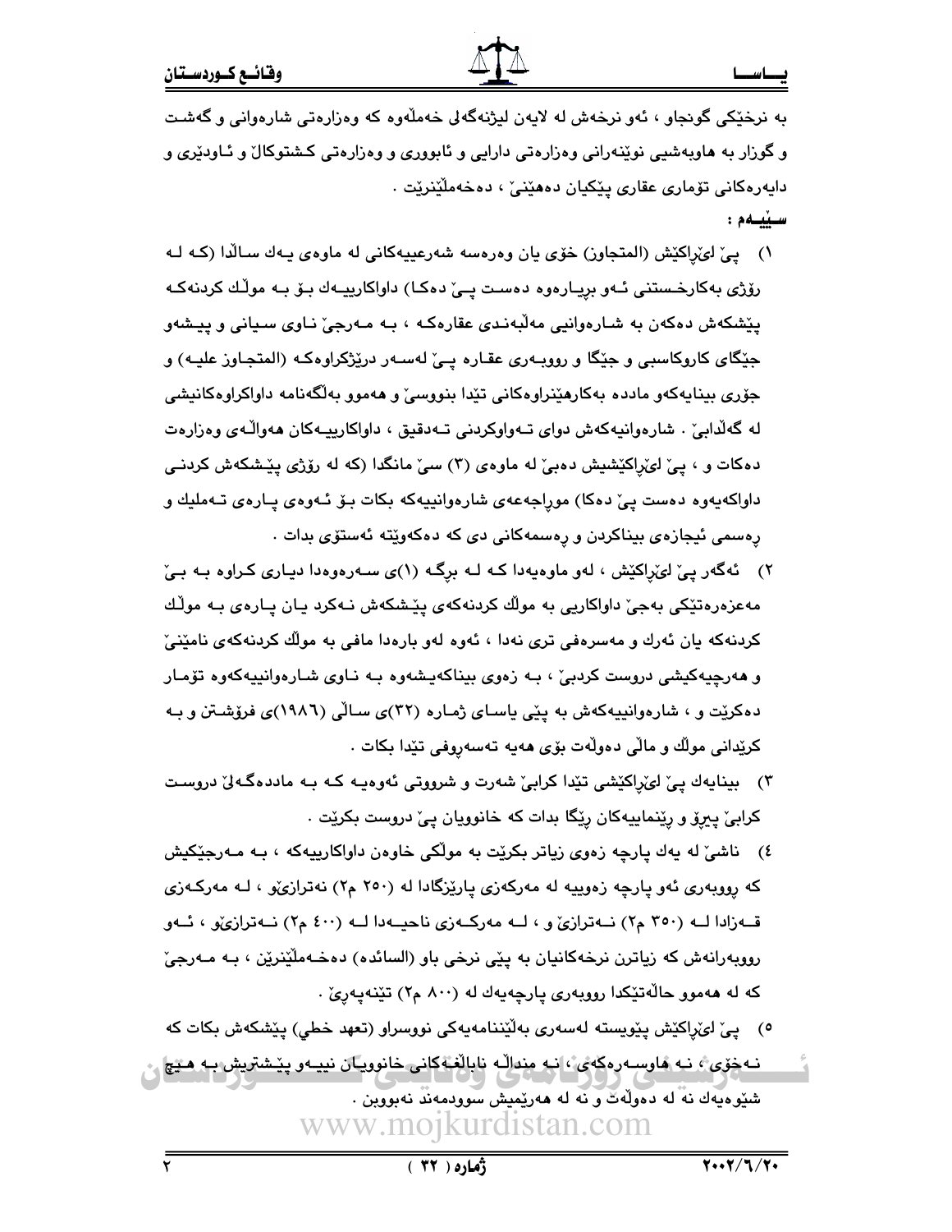به نرخێکی گونجاو ، ئەو نرخەش لە لایەن لیژنەگەلی خەملّەوە کە وەزارەتی شارەوانی و گەشت و گوزار بە هاوبەشیی نوێنەرانی وەزارەتی دارایی و ئابووری و وەزارەتی کشتوکاڵ و ئاودێری و دایەرەکانی تۆماری عقاری پێکیان دەهێنێ ، دەخەملێنرێت .

**سێیەم :**

١) پێ لێڕاکێش (المتجاوز) خۆی یان وەرەسە شەرعییەکانی لە ماوەی یەك ساڵدا (کە لە رۆژی بەکارخستنی ئەو بڕیارەوە دەست پێ دەکا) داواکارییەك بۆ بە موڵك کردنەکە پێشکەش دەکەن بە شارەوانیی مەڵبەندی عقارەکە ، بە مەرجێ ناوی سیانی و پیشەو جێگای کاروکاسبی و جێگا و رووبەری عقارە پێ لەسەر درێژکراوەکە (المتجاوز علیە) و جۆری بینایەکەو ماددە بەکارهێنراوەکانی تێدا بنووسێ و هەموو بەڵگەنامە داواکراوەکانیشی لە گەڵدابێ . شارەوانیەکەش دوای تەواوکردنی تەدقیق ، داواکارییەکان هەواڵەی وەزارەت دەکات و ، پێ لێڕاکێشیش دەبێ لە ماوەی (٣) سێ مانگدا (کە لە رۆژی پێشکەش کردنی داواکەیەوە دەست پێ دەکا) موراجەعەی شارەوانییەکە بکات بۆ ئەوەی پارەی تەملیك و رەسمی ئیجازەی بیناکردن و رەسمەکانی دی کە دەکەوێتە ئەستۆی بدات .

٢) ئەگەر پێ لێڕاکێش ، لەو ماوەیەدا کە لە برگە (١)ی سەرەوەدا دیاری کراوە بە بێ مەعزەرەتێکی بەجێ داواکاریی بە موڵك کردنەکەی پێشکەش نەکرد یان پارەی بە موڵك کردنەکە یان ئەرك و مەسرەفی تری نەدا ، ئەوە لەو بارەدا مافی بە موڵك کردنەکەی نامێنێ و هەرچییەکیشی دروست کردبێ ، بە زەوی بیناکەیشەوە بە ناوی شارەوانییەکەوە تۆمار دەکرێت و ، شارەوانییەکەش بە پێی یاسای ژمارە (٣٢)ی ساڵی (١٩٨٦)ی فرۆشتن و بە کرێدانی موڵك و ماڵی دەوڵەت بۆی هەیە تەسەروفی تێدا بکات .

٣) بینایەك پێ لێڕاکێشی تێدا کرابێ شەرت و شرووتی ئەوەیە کە بە ماددەگەلێ دروست کرابێ پیرۆ و رێنماییەکان رێگا بدات کە خانوویان پێ دروست بکرێت .

٤) ناشێ لە یەك پارچە زەوی زیاتر بکرێت بە موڵکی خاوەن داواکارییەکە ، بە مەرجێکیش کە رووبەری ئەو پارچە زەوییە لە مەرکەزی پارێزگادا لە (٢٥٠ م٢) نەترازێو ، لە مەرکەزی قەزادا لە (٣٥٠ م٢) نەترازێ و ، لە مەرکەزی ناحیەدا لە (٤٠٠ م٢) نەترازێو ، ئەو رووبەرانەش کە زیاترن نرخەکانیان بە پێی نرخی باو (السائده) دەخەملێنرێن ، بە مەرجێ کە لە هەموو حاڵەتێکدا رووبەری پارچەیەك لە (٨٠٠ م٢) تێنەپەڕێ .

٥) پێ لێڕاکێش پێویستە بەڵێننامەیەکی نووسراو (تعهد خطي) پێشکەش بکات کە نەخۆی ، نە هاوسەرەکەی ، نە منداڵە نابالغەکانی خانوویان نییەو پێشتریش بە هیچ شێوەیەك نە لە دەوڵەت و نە لە هەرێمیش سوودمەند نەبووبن .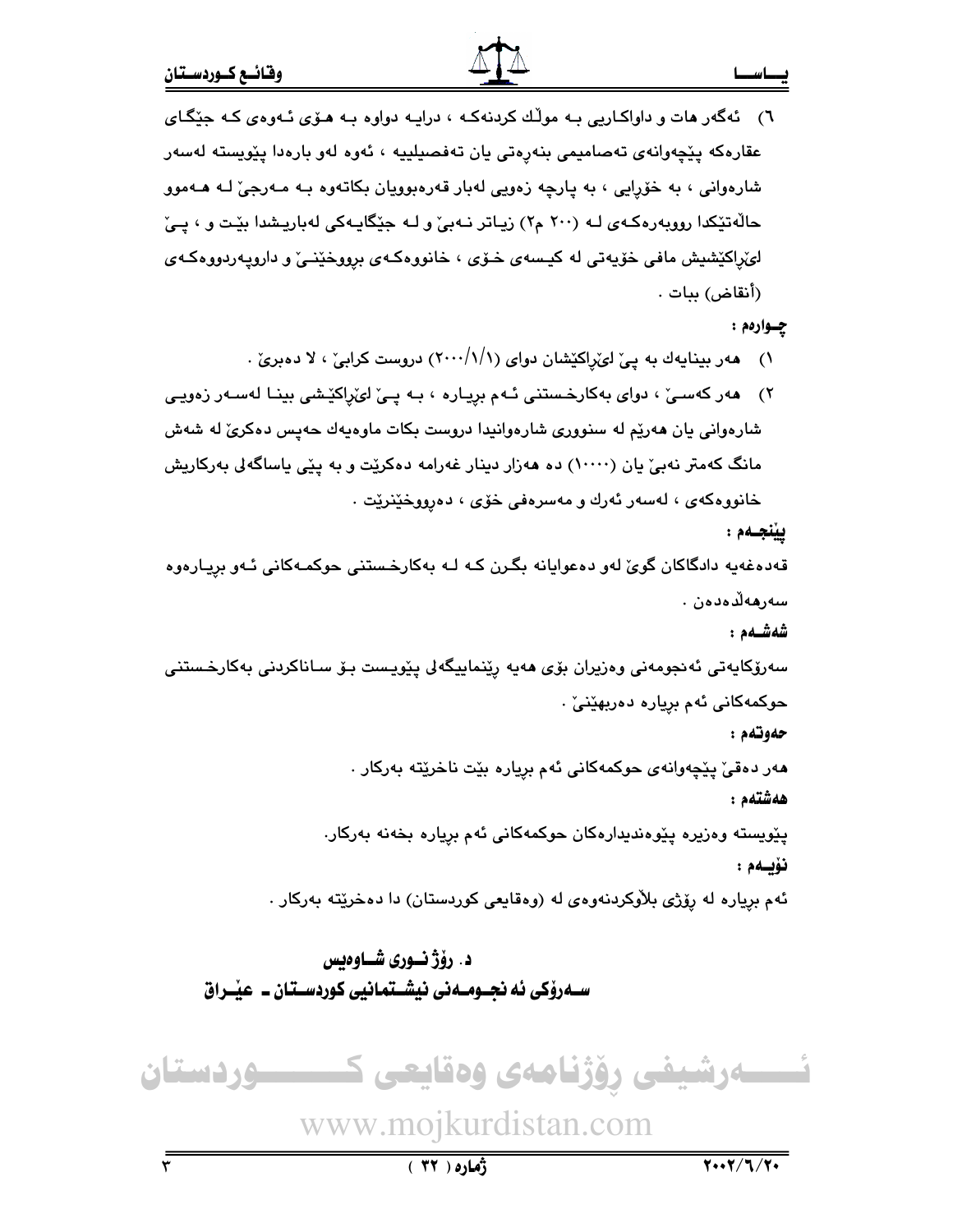٦) ئەگەر هات و داواكاریی بە مولّك كردنەكە ، درایە دواوە بە هۆی ئەوەی كە جێگای عقارەكە پێچەوانەی تەصامیمی بنەڕەتی یان تەفصیلییە ، ئەوە لەو بارەدا پێویستە لەسەر شارەوانی ، بە خۆڕایی ، بە پارچە زەویی لەبار قەرەبوویان بكاتەوە بە مەرجێ لە هەموو حاڵەتێكدا ڕووبەرەكەی لە (٢٠٠ م٢) زیاتر نەبێ و لە جێگایەكی لەباریشدا بێت و ، پێ لێڕاكێشیش مافی خۆیەتی لە كیسەی خۆی ، خانووەكەی بڕووخێنێ و داروپەردووەكەی (أنقاض) ببات .

**چوارەم :**

١) هەر بینایەك بە پێ لێڕاكێشان دوای (٢٠٠٠/١/١) دروست كرابێ ، لا دەبرێ .

٢) هەر كەسێ ، دوای بەكارخستنی ئەم بڕیارە ، بە پێ لێڕاكێشی بینا لەسەر زەویی شارەوانی یان هەرێم لە سنووری شارەوانیدا دروست بكات ماوەیەك حەپس دەكرێ لە شەش مانگ كەمتر نەبێ یان (١٠٠٠٠) دە هەزار دینار غەرامە دەكرێت و بە پێی یاساگەلی بەركاریش خانووەكەی ، لەسەر ئەرك و مەسرەفی خۆی ، دەڕووخێنرێت .

**پێنجەم :**

قەدەغەیە دادگاكان گوێ لەو دەعوایانە بگرن كە لە بەكارخستنی حوكمەكانی ئەو بڕیارەوە سەرهەڵدەدەن .

**شەشەم :**

سەرۆكایەتی ئەنجومەنی وەزیران بۆی هەیە ڕێنماییگەلی پێویست بۆ ساناكردنی بەكارخستنی حوكمەكانی ئەم بڕیارە دەربهێنێ .

**حەوتەم :**

هەر دەقێ پێچەوانەی حوكمەكانی ئەم بڕیارە بێت ناخرێتە بەركار .

**هەشتەم :**

پێویستە وەزیرە پێوەندیدارەكان حوكمەكانی ئەم بڕیارە بخەنە بەركار.

**نۆیەم :**

ئەم بڕیارە لە ڕۆژی بلاَوكردنەوەی لە (وەقایعی كوردستان) دا دەخرێتە بەركار .

**د. رۆژ نووری شاوەیس**
**سەرۆكی ئەنجومەنی نیشتمانیی كوردستان ـ عێراق**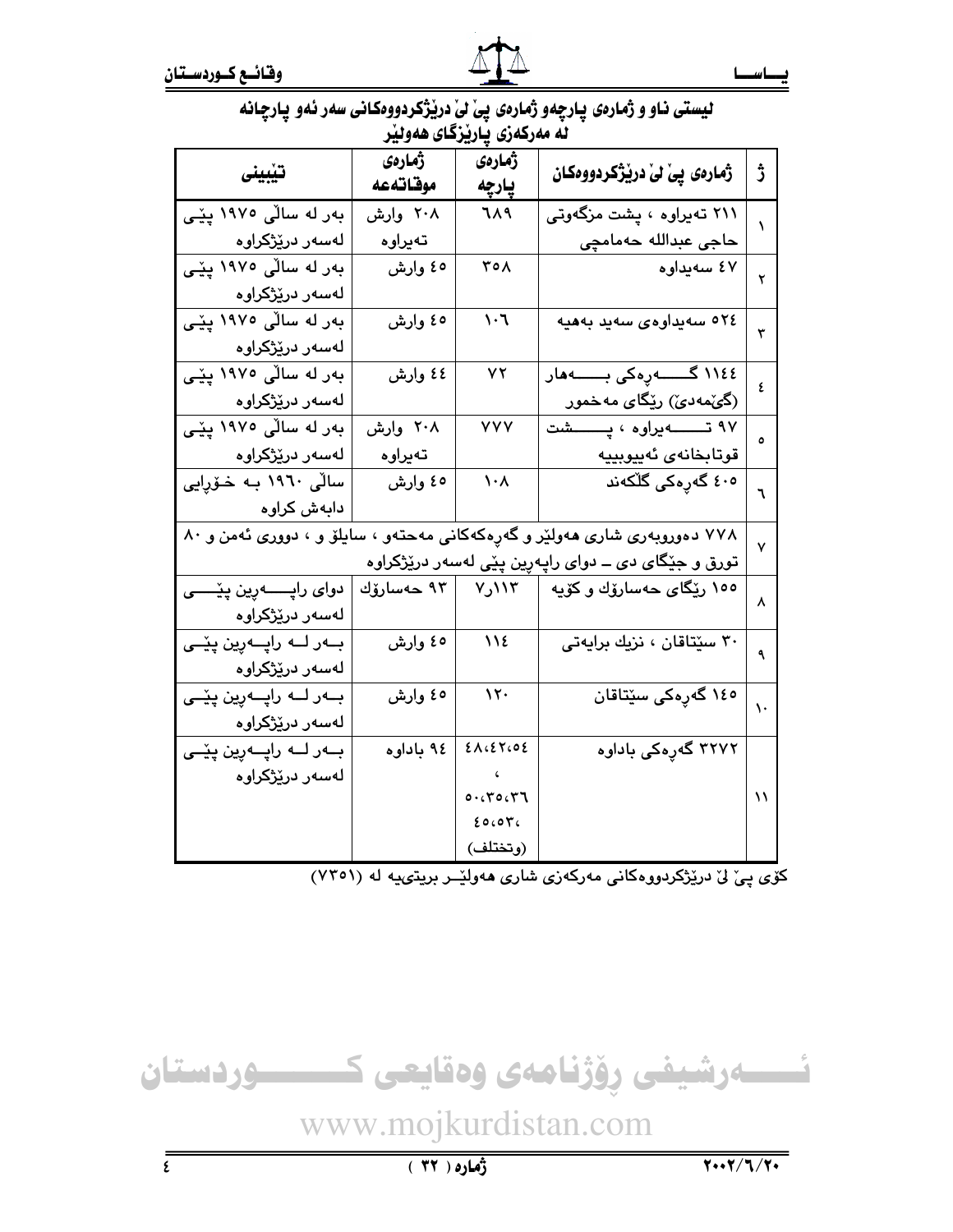### لیستی ناو و ژمارەی پارچەو ژمارەی پێ لێ درێژکردووەکانی سەر ئەو پارچانە لە مەرکەزی پارێزگای هەولێر

| ژ | ژمارەی پێ لێ درێژکردووەکان | ژمارەی پارچە | ژمارەی موقاتەعە | تێبینی |
|---|---|---|---|---|
| ١ | ٢١١ تەیراوە ، پشت مزگەوتی حاجی عبدالله حەمامچی | ٦٨٩ | ٢٠٨ وارش تەیراوە | بەر لە ساڵی ١٩٧٥ پێی لەسەر درێژکراوە |
| ٢ | ٤٧ سەیداوە | ٣٥٨ | ٤٥ وارش | بەر لە ساڵی ١٩٧٥ پێی لەسەر درێژکراوە |
| ٣ | ٥٢٤ سەیداوەی سەید بەهیە | ١٠٦ | ٤٥ وارش | بەر لە ساڵی ١٩٧٥ پێی لەسەر درێژکراوە |
| ٤ | ١١٤٤ گەڕەکی بەهار (گۆمەدێ) ڕێگای مەخمور | ٧٢ | ٤٤ وارش | بەر لە ساڵی ١٩٧٥ پێی لەسەر درێژکراوە |
| ٥ | ٩٧ تەیراوە ، پشت قوتابخانەی ئەییوبییە | ٧٧٧ | ٢٠٨ وارش تەیراوە | بەر لە ساڵی ١٩٧٥ پێی لەسەر درێژکراوە |
| ٦ | ٤٠٥ گەڕەکی گڵکەند | ١٠٨ | ٤٥ وارش | ساڵی ١٩٦٠ بە خۆڕایی دابەش کراوە |
| ٧ | ٧٧٨ دەوروبەری شاری هەولێر و گەڕەکەکانی مەحتەو ، سایلۆ و ، دووری ئەمن و ٨٠ تورق و جێگای دی ــ دوای ڕاپەڕین پێی لەسەر درێژکراوە | | | |
| ٨ | ١٥٥ ڕێگای حەسارۆك و كۆیە | ٧،١١٣ | ٩٣ حەسارۆك | دوای ڕاپەڕین پێی لەسەر درێژکراوە |
| ٩ | ٣٠ سێتاقان ، نزیك برایەتی | ١١٤ | ٤٥ وارش | بەر لە ڕاپەڕین پێی لەسەر درێژکراوە |
| ١٠ | ١٤٥ گەڕەکی سێتاقان | ١٢٠ | ٤٥ وارش | بەر لە ڕاپەڕین پێی لەسەر درێژکراوە |
| ١١ | ٣٢٧٢ گەڕەکی باداوە | ٤٨،٤٢،٥٤ ، ٥٠،٣٥،٣٦ ، ٤٥،٥٣، (وتختلف) | ٩٤ باداوە | بەر لە ڕاپەڕین پێی لەسەر درێژکراوە |

کۆی پێ لێ درێژکردووەکانی مەرکەزی شاری هەولێر بریتییە لە (٧٣٥١)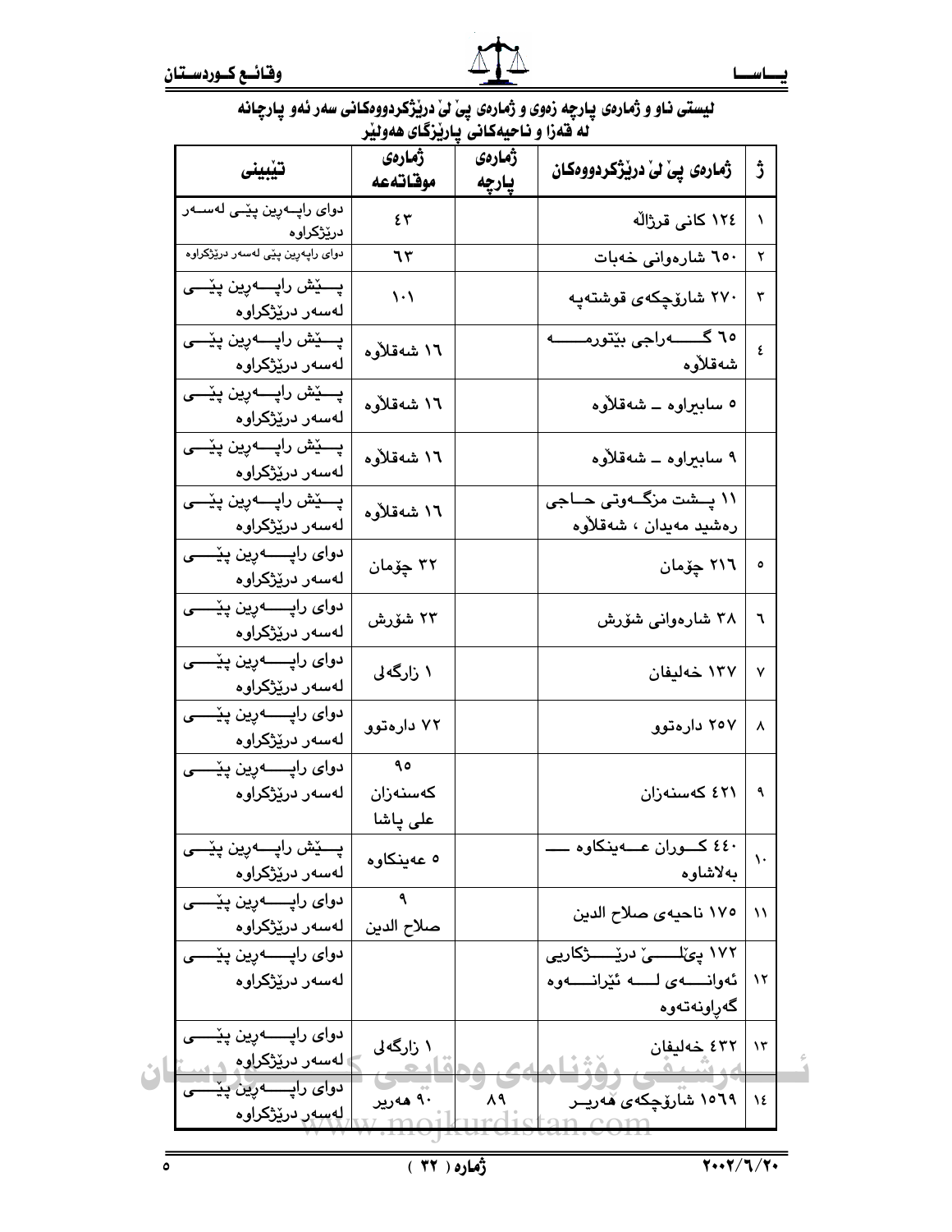لیستی ناو و ژمارەی پارچە زەوی و ژمارەی پێ لێ درێژکردووەکانی سەر ئەو پارچانە لە قەزا و ناحیەکانی پارێزگای هەولێر

| ژ | ژمارەی پێ لێ درێژکردووەکان | ژمارەی پارچە | ژمارەی موقاتەعە | تێبینی |
|---|---|---|---|---|
| ١ | ١٢٤ کانی قرژاڵە | | ٤٣ | دوای راپەرین پێی لەسەر درێژکراوە |
| ٢ | ٦٥٠ شارەوانی خەبات | | ٦٣ | دوای راپەرین پێی لەسەر درێژکراوە |
| ٣ | ٢٧٠ شارۆچکەی قوشتەپە | | ١٠١ | پێش راپەرین پێی لەسەر درێژکراوە |
| ٤ | ٦٥ گەراجی بێتورمە شەقلاوە | | ١٦ شەقلاوە | پێش راپەرین پێی لەسەر درێژکراوە |
| | ٥ سابیراوە ـ شەقلاوە | | ١٦ شەقلاوە | پێش راپەرین پێی لەسەر درێژکراوە |
| | ٩ سابیراوە ـ شەقلاوە | | ١٦ شەقلاوە | پێش راپەرین پێی لەسەر درێژکراوە |
| | ١١ پشت مزگەوتی حاجی رەشید مەیدان ، شەقلاوە | | ١٦ شەقلاوە | پێش راپەرین پێی لەسەر درێژکراوە |
| ٥ | ٢١٦ چۆمان | | ٣٢ چۆمان | دوای راپەرین پێی لەسەر درێژکراوە |
| ٦ | ٣٨ شارەوانی شۆرش | | ٢٣ شۆرش | دوای راپەرین پێی لەسەر درێژکراوە |
| ٧ | ١٣٧ خەلیفان | | ١ زارگەلی | دوای راپەرین پێی لەسەر درێژکراوە |
| ٨ | ٢٥٧ دارەتوو | | ٧٢ دارەتوو | دوای راپەرین پێی لەسەر درێژکراوە |
| ٩ | ٤٢١ کەسنەزان | | ٩٥ کەسنەزان علی پاشا | دوای راپەرین پێی لەسەر درێژکراوە |
| ١٠ | ٤٤٠ کوران عەینکاوە ـ بەلاشاوە | | ٥ عەینکاوە | پێش راپەرین پێی لەسەر درێژکراوە |
| ١١ | ١٧٥ ناحیەی صلاح الدین | | ٩ صلاح الدین | دوای راپەرین پێی لەسەر درێژکراوە |
| ١٢ | ١٧٢ پێڵێ درێژکاریی ئەوانەی لە ئێرانەوە گەڕاونەتەوە | | | دوای راپەرین پێی لەسەر درێژکراوە |
| ١٣ | ٤٣٢ خەلیفان | | ١ زارگەلی | دوای راپەرین پێی لەسەر درێژکراوە |
| ١٤ | ١٥٦٩ شارۆچکەی هەریر | ٨٩ | ٩٠ هەریر | دوای راپەرین پێی لەسەر درێژکراوە |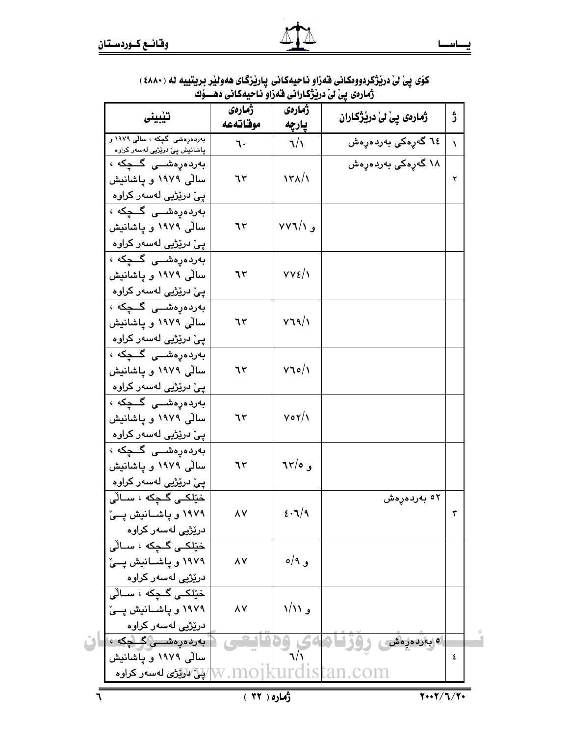**کۆی پێ لێ درێژکردووەکانی قەزاو ناحیەکانی پارێزگای هەولێر بریتییە لە (٤٨٨٠)**
**ژمارەی پێ لێ درێژکارانی قەزاو ناحیەکانی دهـــۆک**

| ژ | ژمارەی پێ لێ درێژکاران | ژمارەی پارچە | ژمارەی موقاتەعە | تێبینی |
|---|---|---|---|---|
| ١ | ٦٤ گەرەکی بەردەرەش | ٦/١ | ٦٠ | بەردەرەشی گچکە ، ساڵی ١٩٧٩ و پاشانیش پێ درێژیی لەسەر کراوە |
| ٢ | ١٨ گەرەکی بەردەرەش | ١٣٨/١ | ٦٣ | بەردەرەشی گچکە ، ساڵی ١٩٧٩ و پاشانیش پێ درێژیی لەسەر کراوە |
| | | ٧٧٦/١ و | ٦٣ | بەردەرەشی گچکە ، ساڵی ١٩٧٩ و پاشانیش پێ درێژیی لەسەر کراوە |
| | | ٧٧٤/١ | ٦٣ | بەردەرەشی گچکە ، ساڵی ١٩٧٩ و پاشانیش پێ درێژیی لەسەر کراوە |
| | | ٧٦٩/١ | ٦٣ | بەردەرەشی گچکە ، ساڵی ١٩٧٩ و پاشانیش پێ درێژیی لەسەر کراوە |
| | | ٧٦٥/١ | ٦٣ | بەردەرەشی گچکە ، ساڵی ١٩٧٩ و پاشانیش پێ درێژیی لەسەر کراوە |
| | | ٧٥٢/١ | ٦٣ | بەردەرەشی گچکە ، ساڵی ١٩٧٩ و پاشانیش پێ درێژیی لەسەر کراوە |
| | | ٦٣/٥ و | ٦٣ | بەردەرەشی گچکە ، ساڵی ١٩٧٩ و پاشانیش پێ درێژیی لەسەر کراوە |
| ٣ | ٥٢ بەردەرەش | ٤٠٦/٩ | ٨٧ | خێلکی گچکە ، ساڵی ١٩٧٩ و پاشانیش پێ درێژیی لەسەر کراوە |
| | | ٥/٩ و | ٨٧ | خێلکی گچکە ، ساڵی ١٩٧٩ و پاشانیش پێ درێژیی لەسەر کراوە |
| | | ١/١١ و | ٨٧ | خێلکی گچکە ، ساڵی ١٩٧٩ و پاشانیش پێ درێژیی لەسەر کراوە |
| ٤ | ٥ بەردەرەش | ٦/١ | | بەردەرەشی گچکە ، ساڵی ١٩٧٩ و پاشانیش پێ درێژی لەسەر کراوە |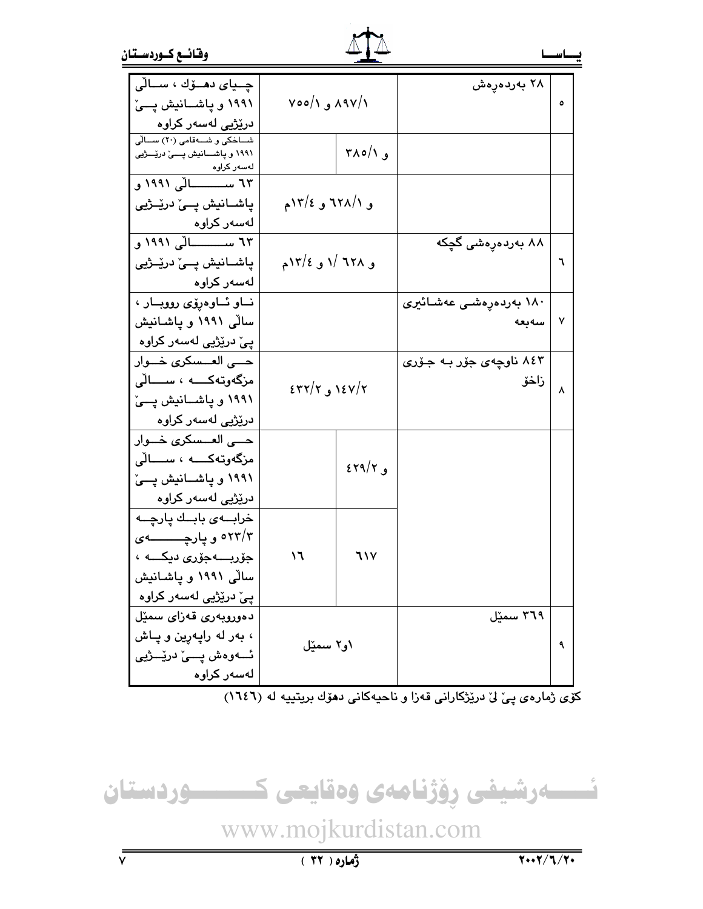| ٥ | ٢٨ بەردەڕەش | ٨٩٧/١ و ٧٥٥/١ | | چـیای دهـۆك ، سـاڵی ١٩٩١ و پاشـانیش پـێ درێژیی لەسەر كراوە |
|---|---|---|---|---|
| | | | و ٣٨٥/١ | شـاخكی و شـەقامی (٢٠) سـاڵی ١٩٩١ و پاشـانیش پـێ درێـژیی لەسەر كراوە |
| | | و ٦٢٨/١ و ١٣/٤م | | ٦٣ سـاڵی ١٩٩١ و پاشـانیش پـێ درێـژیی لەسەر كراوە |
| ٦ | ٨٨ بەردەڕەشی گچكە | و ٦٢٨ /١ و ١٣/٤م | | ٦٣ سـاڵی ١٩٩١ و پاشـانیش پـێ درێـژیی لەسەر كراوە |
| ٧ | ١٨٠ بەردەڕەشـی عەشـائیری سەبعە | | | نـاو ئـاوەڕۆی رووبـار ، ساڵی ١٩٩١ و پاشـانیش پێ درێژیی لەسەر كراوە |
| ٨ | ٨٤٣ ناوچەی جۆر بـە جـۆری زاخۆ | ١٤٧/٢ و ٤٣٢/٢ | | حـی العـسكری خـوار مزگەوتەكـە ، سـاڵی ١٩٩١ و پاشـانیش پـێ درێژیی لەسەر كراوە |
| | | | و ٤٢٩/٢ | حـی العـسكری خـوار مزگەوتەكـە ، سـاڵی ١٩٩١ و پاشـانیش پـێ درێژیی لەسەر كراوە |
| | | ١٦ | ٦١٧ | خرابـەی بابـك پارچـە ٥٢٣/٣ و پارچـەی جۆربـەجۆری دیكـە ، ساڵی ١٩٩١ و پاشـانیش پێ درێژیی لەسەر كراوە |
| ٩ | ٣٦٩ سمێل | ١و٢ سمێل | | دەوروبەری قەزای سمێل ، بەر لە ڕاپەڕین و پـاش ئـەوەش پـێ درێـژیی لەسەر كراوە |

كۆی ژمارەی پێ لێ درێژكارانی قەزا و ناحیەكانی دهۆك بریتییە لە (١٦٤٦)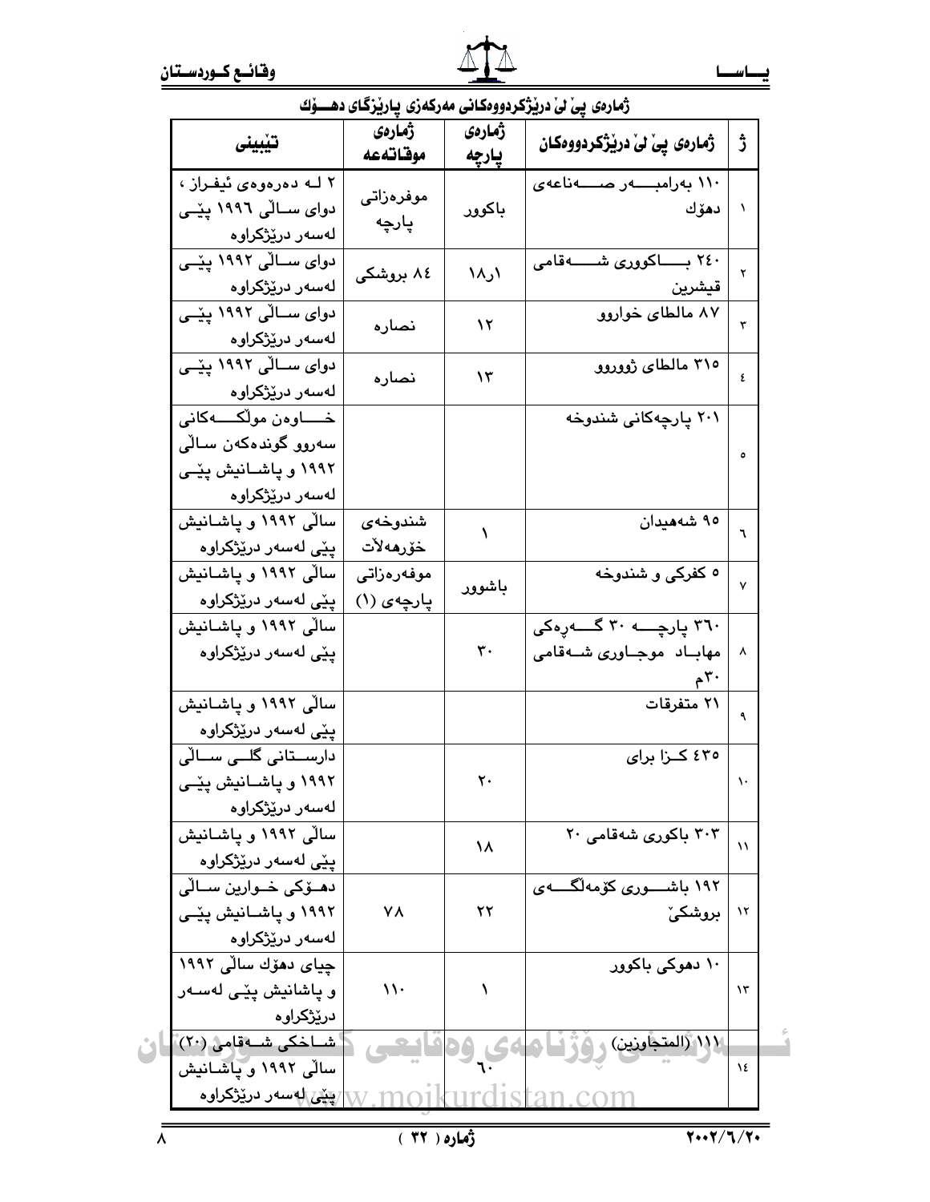ژمارەی پیَ لیَ دریَژکردووەکانی مەرکەزی پاریَزگای دهـۆك

| ژ | ژمارەی پیَ لیَ دریَژکردووەکان | ژمارەی پارچە | ژمارەی موقاتەعە | تێبینی |
|---|---|---|---|---|
| ١ | ١١٠ بەرامبـەر صـەناعەی دهۆك | باکوور | موفرەزاتی پارچە | ٢ لـە دەرەوەی ئیفـراز ، دوای سـالّی ١٩٩٦ پێـی لەسەر درێژکراوە |
| ٢ | ٢٤٠ بـاکووری شـەقامی قیشرین | ١٨ر١ | ٨٤ بروشکی | دوای سـالّی ١٩٩٢ پێـی لەسەر درێژکراوە |
| ٣ | ٨٧ مالطای خواروو | ١٢ | نصارە | دوای سـالّی ١٩٩٢ پێـی لەسەر درێژکراوە |
| ٤ | ٣١٥ مالطای ژووروو | ١٣ | نصارە | دوای سـالّی ١٩٩٢ پێـی لەسەر درێژکراوە |
| ٥ | ٢٠١ پارچەکانی شندوخە | | | خـاوەن مولّکـەکانی سەروو گوندەکەن سالّی ١٩٩٢ و پاشـانیش پێـی لەسەر درێژکراوە |
| ٦ | ٩٥ شەهیدان | ١ | شندوخەی خۆرهەلاّت | سالّی ١٩٩٢ و پاشـانیش پێی لەسەر درێژکراوە |
| ٧ | ٥ کفرکی و شندوخە | باشوور | موفەرەزاتی پارچەی (١) | سالّی ١٩٩٢ و پاشـانیش پێی لەسەر درێژکراوە |
| ٨ | ٣٦٠ پارچـە ٣٠ گـەڕەکی مهابـاد موجـاوری شـەقامی ٣٠م | ٣٠ | | سالّی ١٩٩٢ و پاشـانیش پێی لەسەر درێژکراوە |
| ٩ | ٢١ متفرقات | | | سالّی ١٩٩٢ و پاشـانیش پێی لەسەر درێژکراوە |
| ١٠ | ٤٣٥ کـزا برای | ٢٠ | | دارسـتانی گلـی سـالّی ١٩٩٢ و پاشـانیش پێـی لەسەر درێژکراوە |
| ١١ | ٣٠٣ باکوری شەقامی ٢٠ | ١٨ | | سالّی ١٩٩٢ و پاشـانیش پێی لەسەر درێژکراوە |
| ١٢ | ١٩٢ باشـوری کۆمەلّگـەی بروشکیَ | ٢٢ | ٧٨ | دهـۆکی خـوارین سـالّی ١٩٩٢ و پاشـانیش پێـی لەسەر درێژکراوە |
| ١٣ | ١٠ دهوکی باکوور | ١ | ١١٠ | چیای دهۆك سالّی ١٩٩٢ و پاشانیش پێی لەسـەر درێژکراوە |
| ١٤ | ١١١ (المتجاوزين) | ٦٠ | | شـاخکی شـەقامی (٢٠) سالّی ١٩٩٢ و پاشـانیش پێی لەسەر درێژکراوە |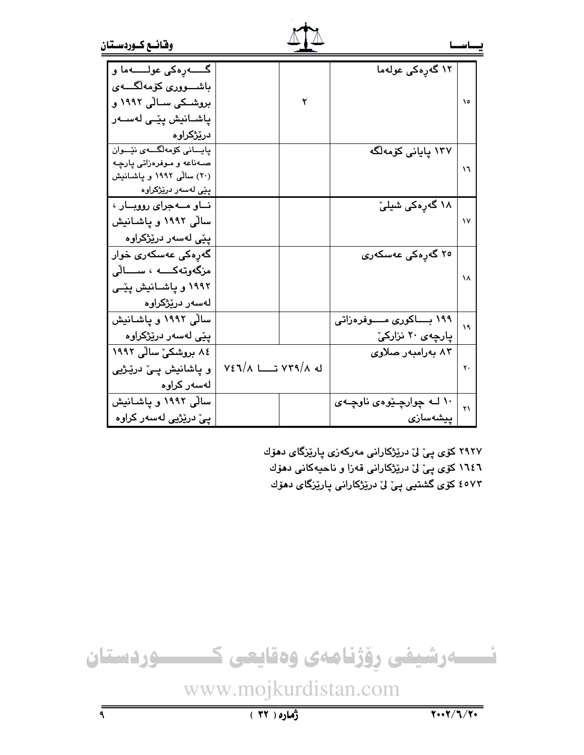| | | | | |
|---|---|---|---|---|
| ١٥ | ١٢ گەڕەكی عولەما | ٢ | | گـــەڕەكی عولــــەما و باشــووری كۆمەڵگـــەی بروشـكی سـاڵی ١٩٩٢ و پاشـانیش پێـی لەســەر درێژكراوە |
| ١٦ | ١٣٧ پایانی كۆمەڵگە | | | پایــانی كۆمەڵگـــەی نێــوان صـەناعە و مـوفرەزاتی پارچـە (٢٠) ساڵی ١٩٩٢ و پاشـانیش پێی لەسەر درێژكراوە |
| ١٧ | ١٨ گەڕەكی شیلێ | | | نـاو مـــەجرای رووبــار ، ساڵی ١٩٩٢ و پاشـانیش پێی لەسەر درێژكراوە |
| ١٨ | ٢٥ گەڕەكی عەسكەری | | | گەڕەكی عەسكەری خوار مزگەوتەكـــە ، ســـاڵی ١٩٩٢ و پاشـانیش پێــی لەسەر درێژكراوە |
| ١٩ | ١٩٩ بــاكوری مـــوفرەزاتی پارچەی ٢٠ نزاركێ | | | ساڵی ١٩٩٢ و پاشـانیش پێی لەسەر درێژكراوە |
| ٢٠ | ٨٣ بەرامبەر صلاوی | لە ٧٣٩/٨ تـــا ٧٤٦/٨ | | ٨٤ بروشكێ ساڵی ١٩٩٢ و پاشانیش پـێ درێـژیی لەسەر كراوە |
| ٢١ | ١٠ لـە چوارچـێوەی ناوچـەی پیشەسازی | | | ساڵی ١٩٩٢ و پاشـانیش پێ درێژیی لەسەر كراوە |

٢٩٢٧ كۆی پێ لێ درێژكارانی مەركەزی پارێزگای دهۆك

١٦٤٦ كۆی پێ لێ درێژكارانی قەزا و ناحیەكانی دهۆك

٤٥٧٣ كۆی گشتیی پێ لێ درێژكارانی پارێزگای دهۆك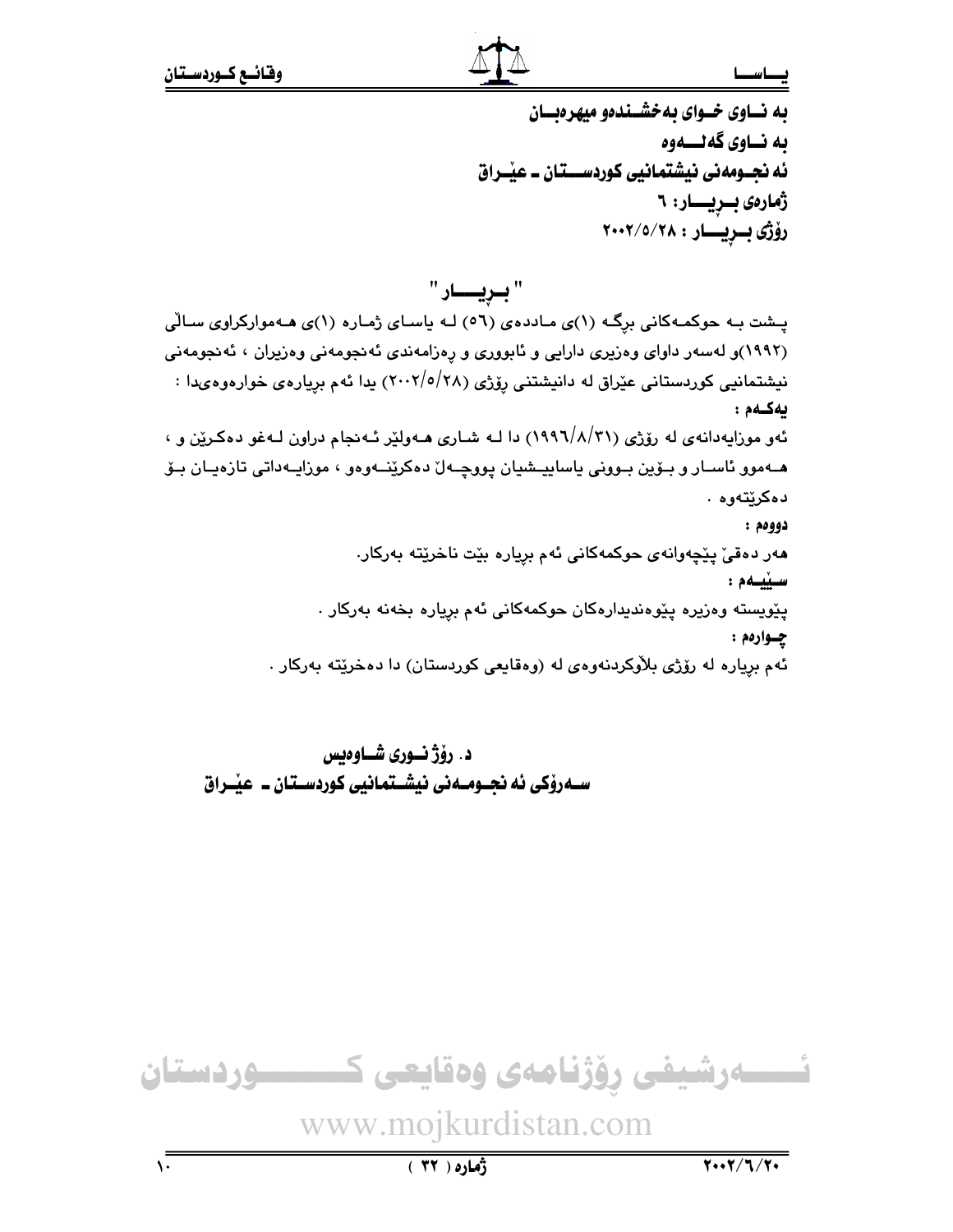بە نـاوی خـوای بەخشـندەو میهرەبـان

بە نـاوی گەلـــەوە

ئە نجـومەنی نیشتمانیی کوردســـتان ـ عێـراق

ژمارەی بـڕیـــار: ٦

ڕۆژی بـڕیـــار : ٢٠٠٢/٥/٢٨

## " بـڕیـــار "

پـشت بـە حوکمـەکانی برگـە (١)ی مـاددەی (٥٦) لـە یاسـای ژمـارە (١)ی هـەموارکراوی سـاڵی (١٩٩٢)و لەسەر داوای وەزیری دارایی و ئابووری و ڕەزامەندی ئەنجومەنی وەزیران ، ئەنجومەنی نیشتمانیی کوردستانی عێراق لە دانیشتنی ڕۆژی (٢٠٠٢/٥/٢٨) یدا ئەم بڕیارەی خوارەوەیدا :

**یەکـەم :**

ئەو موزایەدانەی لە ڕۆژی (١٩٩٦/٨/٣١) دا لـە شـاری هـەولێر ئـەنجام دراون لـەغو دەکـرێن و ، هـەموو ئاسـار و بـۆین بـوونی یاسایيـشیان پووچـەڵ دەکرێنـەوەو ، موزایـەداتی تازەیـان بـۆ دەکرێتەوە .

**دووەم :**

هەر دەقێ پێچەوانەی حوکمەکانی ئەم بڕیارە بێت ناخرێتە بەرکار.

**سـێیـەم :**

پێویستە وەزیرە پێوەندیدارەکان حوکمەکانی ئەم بڕیارە بخەنە بەرکار .

**چـوارەم :**

ئەم بڕیارە لە ڕۆژی بلاْوکردنەوەی لە (وەقایعی کوردستان) دا دەخرێتە بەرکار .

**د. ڕۆژ نـوری شـاوەیس**

**سـەرۆکی ئە نجـومـەنی نیشـتمانیی کوردسـتان ـ عێـراق**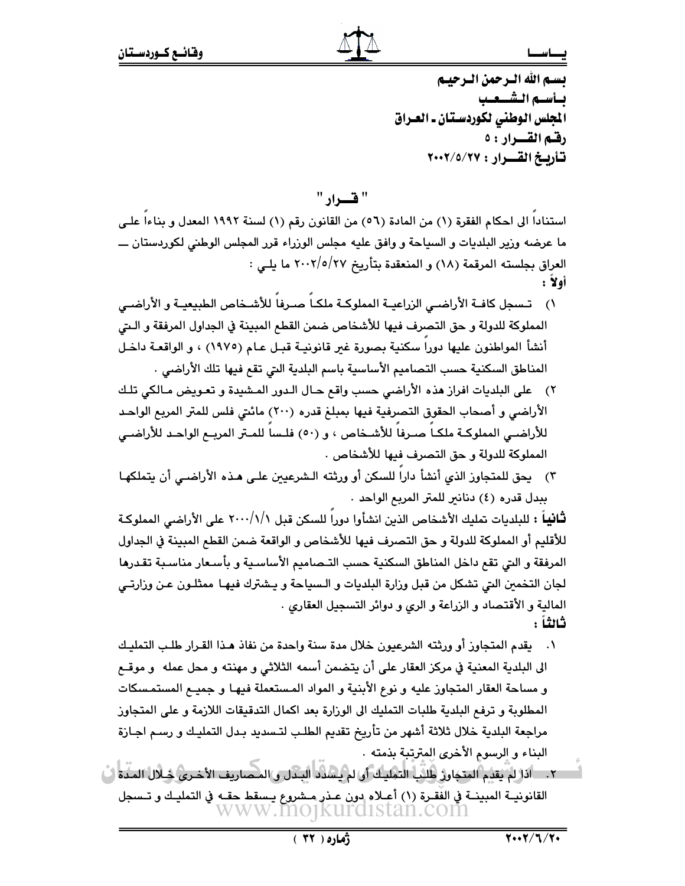بسم الله الرحمن الرحيم
بأسم الشعب
المجلس الوطني لكوردستان ـ العراق
رقم القرار : ٥
تأريخ القرار : ٢٠٠٢/٥/٢٧

## " قرار "

استناداً الى احكام الفقرة (١) من المادة (٥٦) من القانون رقم (١) لسنة ١٩٩٢ المعدل و بناءاً على ما عرضه وزير البلديات و السياحة و وافق عليه مجلس الوزراء قرر المجلس الوطني لكوردستان ـ العراق بجلسته المرقمة (١٨) و المنعقدة بتأريخ ٢٠٠٢/٥/٢٧ ما يلي :

**أولاً :**

١) تسجل كافة الأراضي الزراعية المملوكة ملكاً صرفاً للأشخاص الطبيعية و الأراضي المملوكة للدولة و حق التصرف فيها للأشخاص ضمن القطع المبينة في الجداول المرفقة و التي أنشأ المواطنون عليها دوراً سكنية بصورة غير قانونية قبل عام (١٩٧٥) ، و الواقعة داخل المناطق السكنية حسب التصاميم الأساسية باسم البلدية التي تقع فيها تلك الأراضي .

٢) على البلديات افراز هذه الأراضي حسب واقع حال الدور المشيدة و تعويض مالكي تلك الأراضي و أصحاب الحقوق التصرفية فيها بمبلغ قدره (٢٠٠) مائتي فلس للمتر المربع الواحد للأراضي المملوكة ملكاً صرفاً للأشخاص ، و (٥٠) فلساً للمتر المربع الواحد للأراضي المملوكة للدولة و حق التصرف فيها للأشخاص .

٣) يحق للمتجاوز الذي أنشأ داراً للسكن أو ورثته الشرعيين على هذه الأراضي أن يتملكها ببدل قدره (٤) دنانير للمتر المربع الواحد .

**ثانياً :** للبلديات تمليك الأشخاص الذين انشأوا دوراً للسكن قبل ٢٠٠٠/١/١ على الأراضي المملوكة للأقليم أو المملوكة للدولة و حق التصرف فيها للأشخاص و الواقعة ضمن القطع المبينة في الجداول المرفقة و التي تقع داخل المناطق السكنية حسب التصاميم الأساسية و بأسعار مناسبة تقدرها لجان التخمين التي تشكل من قبل وزارة البلديات و السياحة و يشترك فيها ممثلون عن وزارتي المالية و الأقتصاد و الزراعة و الري و دوائر التسجيل العقاري .

**ثالثاً :**

١. يقدم المتجاوز أو ورثته الشرعيون خلال مدة سنة واحدة من نفاذ هذا القرار طلب التمليك الى البلدية المعنية في مركز العقار على أن يتضمن أسمه الثلاثي و مهنته و محل عمله و موقع و مساحة العقار المتجاوز عليه و نوع الأبنية و المواد المستعملة فيها و جميع المستمسكات المطلوبة و ترفع البلدية طلبات التمليك الى الوزارة بعد اكمال التدقيقات اللازمة و على المتجاوز مراجعة البلدية خلال ثلاثة أشهر من تأريخ تقديم الطلب لتسديد بدل التمليك و رسم اجازة البناء و الرسوم الأخرى المترتبة بذمته .

٢. اذا لم يقدم المتجاوز طلب التمليك أو لم يسدد البدل و المصاريف الأخرى خلال المدة القانونية المبينة في الفقرة (١) أعلاه دون عذر مشروع يسقط حقه في التمليك و تسجل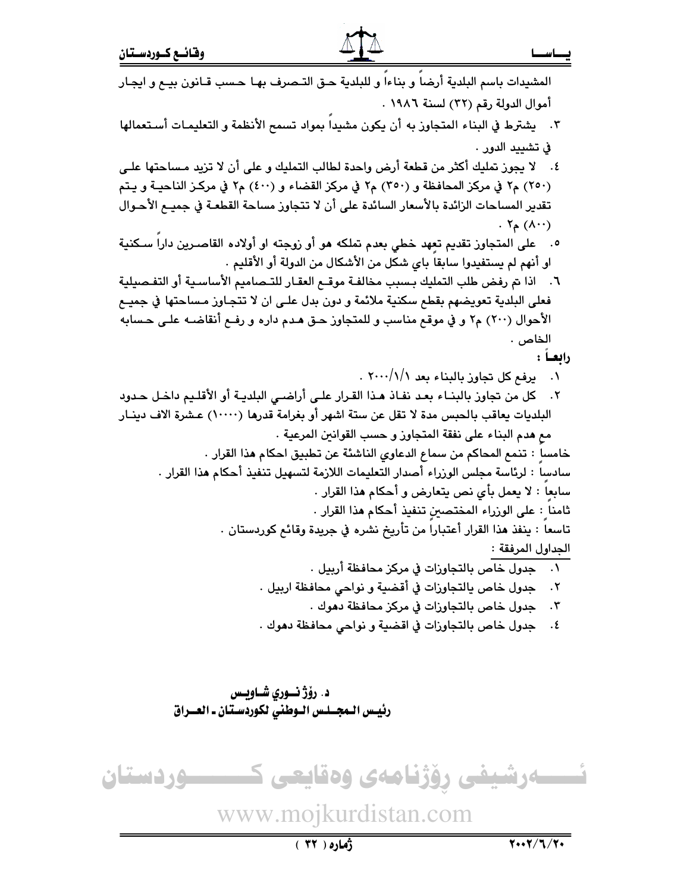المشيدات باسم البلدية أرضاً و بناءاً و للبلدية حق التصرف بها حسب قانون بيع و ايجار أموال الدولة رقم (٣٢) لسنة ١٩٨٦ .

٣. يشترط في البناء المتجاوز به أن يكون مشيداً بمواد تسمح الأنظمة و التعليمات أستعمالها في تشييد الدور .

٤. لا يجوز تمليك أكثر من قطعة أرض واحدة لطالب التمليك و على أن لا تزيد مساحتها على (٢٥٠) م٢ في مركز المحافظة و (٣٥٠) م٢ في مركز القضاء و (٤٠٠) م٢ في مركز الناحية و يتم تقدير المساحات الزائدة بالأسعار السائدة على أن لا تتجاوز مساحة القطعة في جميع الأحوال (٨٠٠) م٢ .

٥. على المتجاوز تقديم تعهد خطي بعدم تملكه هو أو زوجته او أولاده القاصرين داراً سكنية او أنهم لم يستفيدوا سابقاً باي شكل من الأشكال من الدولة أو الأقليم .

٦. اذا تم رفض طلب التمليك بسبب مخالفة موقع العقار للتصاميم الأساسية أو التفصيلية فعلى البلدية تعويضهم بقطع سكنية ملائمة و دون بدل على ان لا تتجاوز مساحتها في جميع الأحوال (٢٠٠) م٢ و في موقع مناسب و للمتجاوز حق هدم داره و رفع أنقاضه على حسابه الخاص .

**رابعاً :**

١. يرفع كل تجاوز بالبناء بعد ٢٠٠٠/١/١ .

٢. كل من تجاوز بالبناء بعد نفاذ هذا القرار على أراضي البلدية أو الأقليم داخل حدود البلديات يعاقب بالحبس مدة لا تقل عن ستة اشهر أو بغرامة قدرها (١٠٠٠٠) عشرة الاف دينار مع هدم البناء على نفقة المتجاوز و حسب القوانين المرعية .

خامساً : تنمع المحاكم من سماع الدعاوي الناشئة عن تطبيق احكام هذا القرار .

سادساً : لرئاسة مجلس الوزراء أصدار التعليمات اللازمة لتسهيل تنفيذ أحكام هذا القرار .

سابعاً : لا يعمل بأي نص يتعارض و أحكام هذا القرار .

ثامناً : على الوزراء المختصين تنفيذ أحكام هذا القرار .

تاسعاً : ينفذ هذا القرار أعتباراً من تأريخ نشره في جريدة وقائع كوردستان .

الجداول المرفقة :

١. جدول خاص بالتجاوزات في مركز محافظة أربيل .
٢. جدول خاص بالتجاوزات في أقضية و نواحي محافظة اربيل .
٣. جدول خاص بالتجاوزات في مركز محافظة دهوك .
٤. جدول خاص بالتجاوزات في اقضية و نواحي محافظة دهوك .

**د. رۆژ نوري شاويس**
**رئيس المجلس الوطني لكوردستان ـ العراق**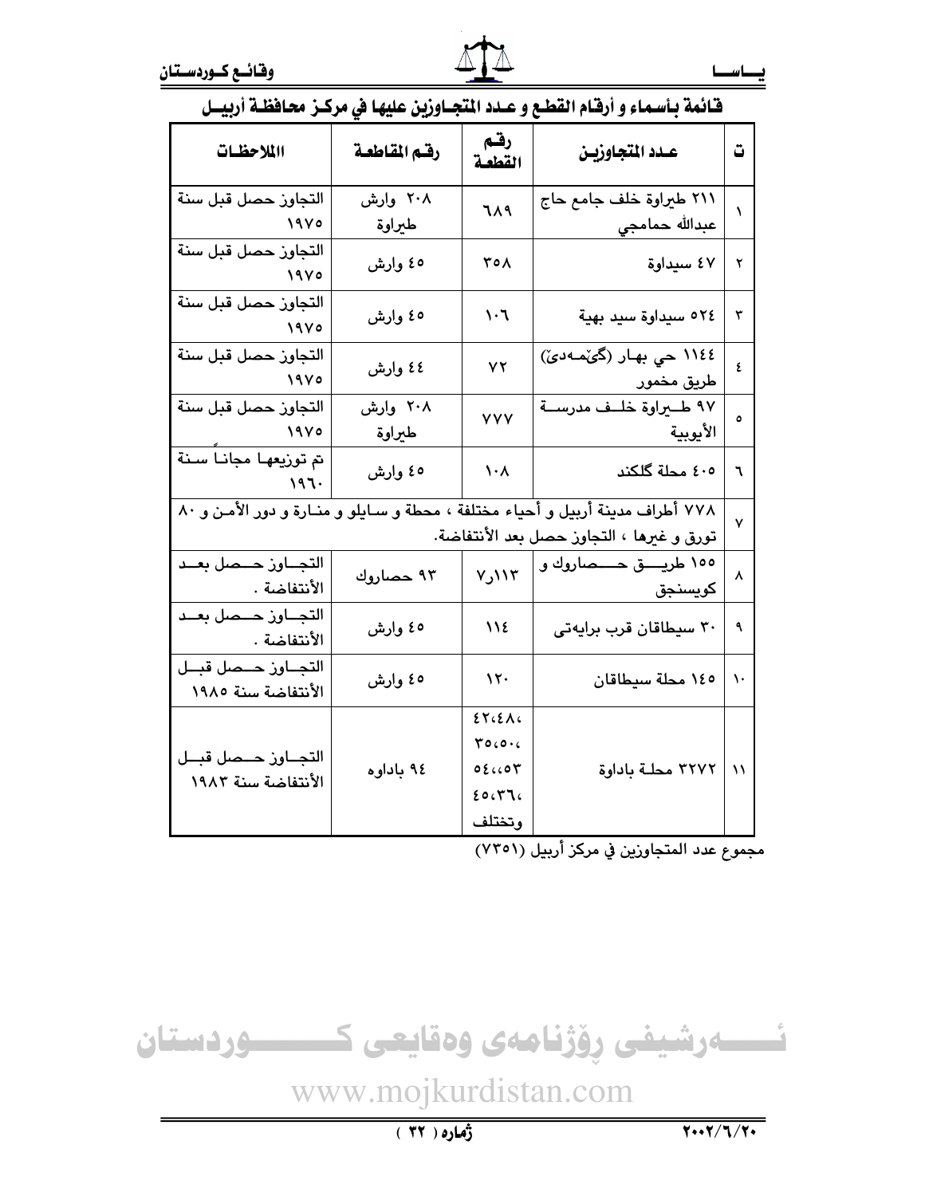## قائمة بأسماء و أرقام القطع و عدد المتجاوزين عليها في مركز محافظة أربيل

| ت | عدد المتجاوزين | رقم القطعة | رقم المقاطعة | االملاحظات |
|---|---|---|---|---|
| ١ | ٢١١ طيراوة خلف جامع حاج عبدالله حمامجي | ٦٨٩ | ٢٠٨ وارش طيراوة | التجاوز حصل قبل سنة ١٩٧٥ |
| ٢ | ٤٧ سيداوة | ٣٥٨ | ٤٥ وارش | التجاوز حصل قبل سنة ١٩٧٥ |
| ٣ | ٥٢٤ سيداوة سيد بهية | ١٠٦ | ٤٥ وارش | التجاوز حصل قبل سنة ١٩٧٥ |
| ٤ | ١١٤٤ حي بهار (گۆمەدێ) طريق مخمور | ٧٢ | ٤٤ وارش | التجاوز حصل قبل سنة ١٩٧٥ |
| ٥ | ٩٧ طيراوة خلف مدرسة الأيوبية | ٧٧٧ | ٢٠٨ وارش طيراوة | التجاوز حصل قبل سنة ١٩٧٥ |
| ٦ | ٤٠٥ محلة گلكند | ١٠٨ | ٤٥ وارش | تم توزيعها مجاناً سنة ١٩٦٠ |
| ٧ | ٧٧٨ أطراف مدينة أربيل و أحياء مختلفة ، محطة و سايلو و منارة و دور الأمن و ٨٠ تورق و غيرها ، التجاوز حصل بعد الأنتفاضة. | | | |
| ٨ | ١٥٥ طريق حصاروك و كويسنجق | ٧،١١٣ | ٩٣ حصاروك | التجاوز حصل بعد الأنتفاضة . |
| ٩ | ٣٠ سيطاقان قرب برايەتی | ١١٤ | ٤٥ وارش | التجاوز حصل بعد الأنتفاضة . |
| ١٠ | ١٤٥ محلة سيطاقان | ١٢٠ | ٤٥ وارش | التجاوز حصل قبل الأنتفاضة سنة ١٩٨٥ |
| ١١ | ٣٢٧٢ محلة باداوة | ٤٢،٤٨، ٣٥،٥٠، ٥٤،،٥٣ ٤٥،٣٦، وتختلف | ٩٤ باداوه | التجاوز حصل قبل الأنتفاضة سنة ١٩٨٣ |

مجموع عدد المتجاوزين في مركز أربيل (٧٣٥١)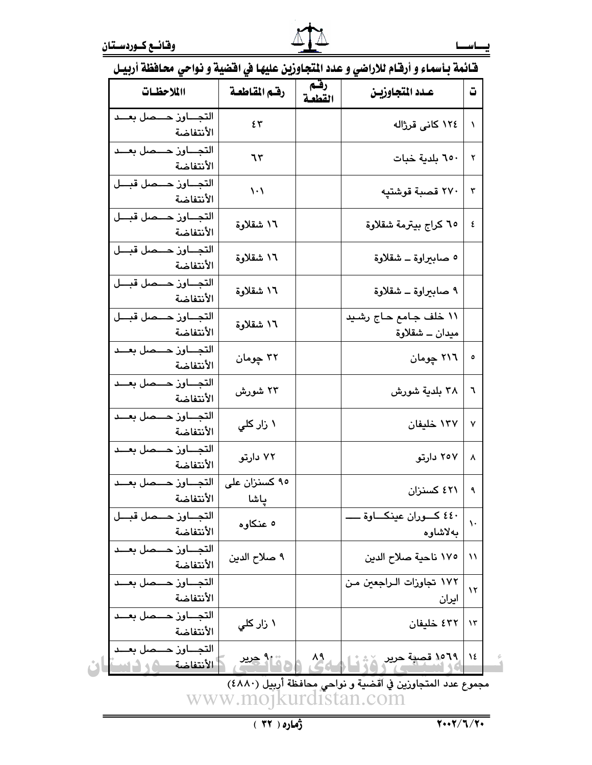## قائمة بأسماء و أرقام للاراضي و عدد المتجاوزين عليها في اقضية و نواحي محافظة أربيل

| ت | عـدد المتجاوزين | رقـم القطعة | رقـم المقاطعة | االملاحظـات |
|---|---|---|---|---|
| ١ | ١٢٤ كانى قرژاله | | ٤٣ | التجـاوز حـصل بعـد الأنتفاضة |
| ٢ | ٦٥٠ بلدية خبات | | ٦٣ | التجـاوز حـصل بعـد الأنتفاضة |
| ٣ | ٢٧٠ قصبة قوشتپه | | ١٠١ | التجـاوز حـصل قبـل الأنتفاضة |
| ٤ | ٦٥ كراج بيترمة شقلاوة | | ١٦ شقلاوة | التجـاوز حـصل قبـل الأنتفاضة |
| | ٥ صابيراوة ـ شقلاوة | | ١٦ شقلاوة | التجـاوز حـصل قبـل الأنتفاضة |
| | ٩ صابيراوة ـ شقلاوة | | ١٦ شقلاوة | التجـاوز حـصل قبـل الأنتفاضة |
| | ١١ خلف جامع حاج رشيد ميدان ـ شقلاوة | | ١٦ شقلاوة | التجـاوز حـصل قبـل الأنتفاضة |
| ٥ | ٢١٦ چومان | | ٣٢ چومان | التجـاوز حـصل بعـد الأنتفاضة |
| ٦ | ٣٨ بلدية شورش | | ٢٣ شورش | التجـاوز حـصل بعـد الأنتفاضة |
| ٧ | ١٣٧ خليفان | | ١ زار كلي | التجـاوز حـصل بعـد الأنتفاضة |
| ٨ | ٢٥٧ دارتو | | ٧٢ دارتو | التجـاوز حـصل بعـد الأنتفاضة |
| ٩ | ٤٢١ كسنزان | | ٩٥ كسنزان على پاشا | التجـاوز حـصل بعـد الأنتفاضة |
| ١٠ | ٤٤٠ كـوران عينكـاوة ــ بەلاشاوه | | ٥ عنكاوه | التجـاوز حـصل قبـل الأنتفاضة |
| ١١ | ١٧٥ ناحية صلاح الدين | | ٩ صلاح الدين | التجـاوز حـصل بعـد الأنتفاضة |
| ١٢ | ١٧٢ تجاوزات الراجعين من ايران | | | التجـاوز حـصل بعـد الأنتفاضة |
| ١٣ | ٤٣٢ خليفان | | ١ زار كلي | التجـاوز حـصل بعـد الأنتفاضة |
| ١٤ | ١٥٦٩ قصبة حرير | ٨٩ | ٩٠ حرير | التجـاوز حـصل بعـد الأنتفاضة |

مجموع عدد المتجاوزين في اقضية و نواحي محافظة أربيل (٤٨٨٠)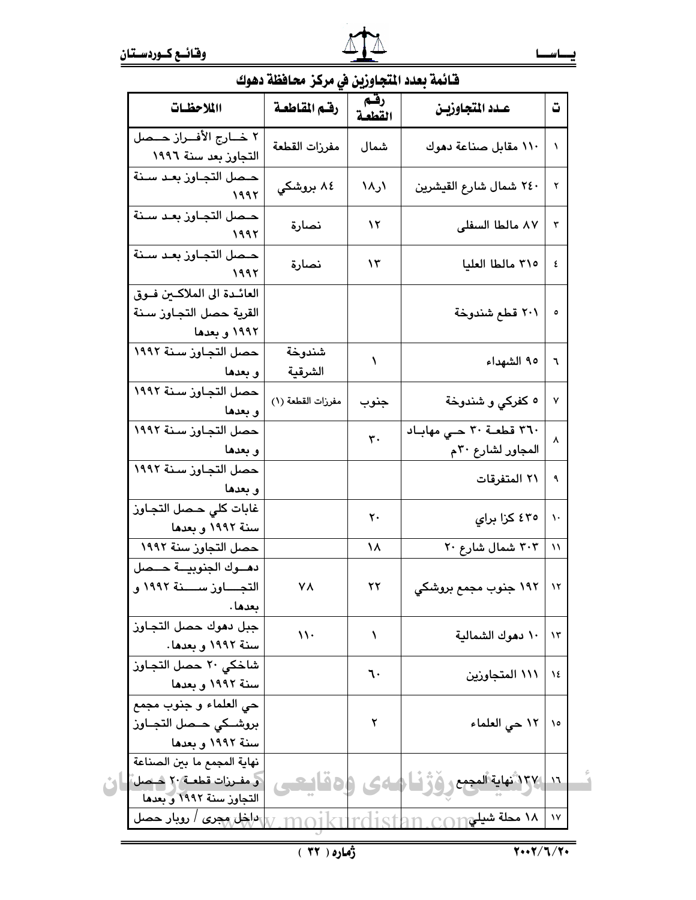## قائمة بعدد المتجاوزين في مركز محافظة دهوك

| ت | عـدد المتجاوزيـن | رقـم القطعـة | رقـم المقاطعـة | االملاحظـات |
| --- | --- | --- | --- | --- |
| ١ | ١١٠ مقابل صناعة دهوك | شمال | مفرزات القطعة | ٢ خـارج الأفـراز حـصل التجاوز بعد سنة ١٩٩٦ |
| ٢ | ٢٤٠ شمال شارع القيشرين | ١ر١٨ | ٨٤ بروشكي | حـصل التجـاوز بعـد سـنة ١٩٩٢ |
| ٣ | ٨٧ مالطا السفلى | ١٢ | نصارة | حـصل التجـاوز بعـد سـنة ١٩٩٢ |
| ٤ | ٣١٥ مالطا العليا | ١٣ | نصارة | حـصل التجـاوز بعـد سـنة ١٩٩٢ |
| ٥ | ٢٠١ قطع شندوخة | | | العائـدة الى الملاكـين فـوق القرية حصل التجـاوز سـنة ١٩٩٢ و بعدها |
| ٦ | ٩٥ الشهداء | ١ | شندوخة الشرقية | حصل التجـاوز سـنة ١٩٩٢ و بعدها |
| ٧ | ٥ كفركي و شندوخة | جنوب | مفرزات القطعة (١) | حصل التجـاوز سـنة ١٩٩٢ و بعدها |
| ٨ | ٣٦٠ قطعـة ٣٠ حـي مهابـاد المجاور لشارع ٣٠م | ٣٠ | | حصل التجـاوز سـنة ١٩٩٢ و بعدها |
| ٩ | ٢١ المتفرقات | | | حصل التجـاوز سـنة ١٩٩٢ و بعدها |
| ١٠ | ٤٣٥ كزا براي | ٢٠ | | غابات كلي حـصل التجـاوز سنة ١٩٩٢ و بعدها |
| ١١ | ٣٠٣ شمال شارع ٢٠ | ١٨ | | حصل التجاوز سنة ١٩٩٢ |
| ١٢ | ١٩٢ جنوب مجمع بروشكي | ٢٢ | ٧٨ | دهـوك الجنوبيـة حـصل التجـاوز سـنة ١٩٩٢ و بعدها. |
| ١٣ | ١٠ دهوك الشمالية | ١ | ١١٠ | جبل دهوك حصل التجـاوز سنة ١٩٩٢ و بعدها. |
| ١٤ | ١١١ المتجاوزين | ٦٠ | | شاخكي ٢٠ حصل التجـاوز سنة ١٩٩٢ و بعدها |
| ١٥ | ١٢ حي العلماء | ٢ | | حي العلماء و جنوب مجمع بروشـكي حـصل التجـاوز سنة ١٩٩٢ و بعدها |
| ١٦ | ١٣٧ نهاية المجمع | | | نهاية المجمع ما بين الصناعة و مفـرزات قطعـة ٢٠ حـصل التجاوز سنة ١٩٩٢ و بعدها |
| ١٧ | ١٨ محلة شيلي | | | داخل مجرى / روبار حصل |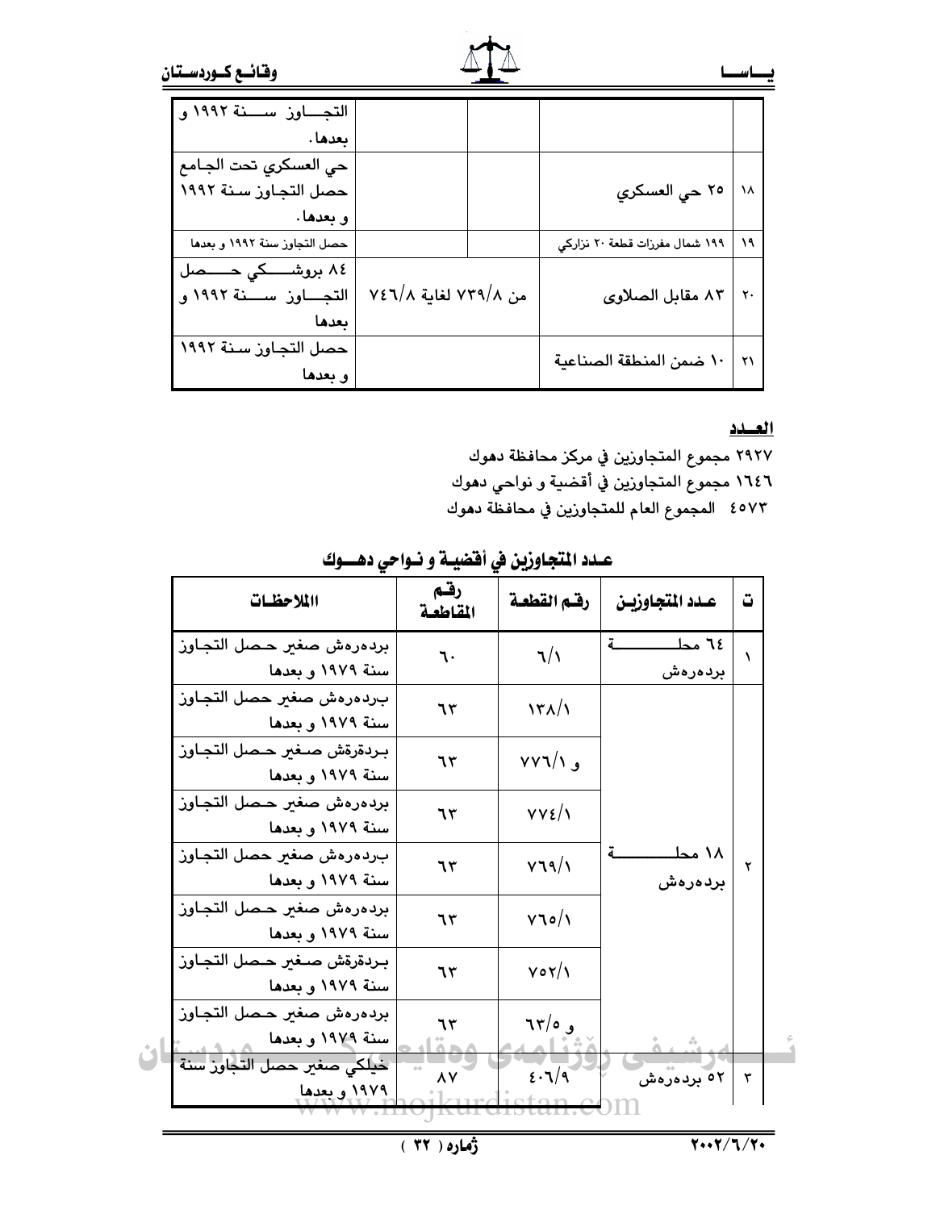| ت | عدد المتجاوزين | رقم القطعة | رقم المقاطعة | الملاحظات |
|---|---|---|---|---|
| | | | | التجاوز سنة ١٩٩٢ و بعدها. |
| ١٨ | ٢٥ حي العسكري | | | حي العسكري تحت الجامع حصل التجاوز سنة ١٩٩٢ و بعدها. |
| ١٩ | ١٩٩ شمال مفرزات قطعة ٢٠ نزاركي | | | حصل التجاوز سنة ١٩٩٢ و بعدها |
| ٢٠ | ٨٣ مقابل الصلاوى | من ٧٣٩/٨ لغاية ٧٤٦/٨ | | ٨٤ بروشكي حصل التجاوز سنة ١٩٩٢ و بعدها |
| ٢١ | ١٠ ضمن المنطقة الصناعية | | | حصل التجاوز سنة ١٩٩٢ و بعدها |

**العدد**

٢٩٢٧ مجموع المتجاوزين في مركز محافظة دهوك

١٦٤٦ مجموع المتجاوزين في أقضية و نواحي دهوك

٤٥٧٣ المجموع العام للمتجاوزين في محافظة دهوك

## عدد المتجاوزين في أقضية و نواحي دهوك

| ت | عدد المتجاوزين | رقم القطعة | رقم المقاطعة | الملاحظات |
|---|---|---|---|---|
| ١ | ٦٤ محلة بردەرەش | ٦/١ | ٦٠ | بردەرەش صغير حصل التجاوز سنة ١٩٧٩ و بعدها |
| ٢ | ١٨ محلة بردەرەش | ١٣٨/١ | ٦٣ | بردەرەش صغير حصل التجاوز سنة ١٩٧٩ و بعدها |
| | | و ٧٧٦/١ | ٦٣ | بردەرەش صغير حصل التجاوز سنة ١٩٧٩ و بعدها |
| | | ٧٧٤/١ | ٦٣ | بردەرەش صغير حصل التجاوز سنة ١٩٧٩ و بعدها |
| | | ٧٦٩/١ | ٦٣ | بردەرەش صغير حصل التجاوز سنة ١٩٧٩ و بعدها |
| | | ٧٦٥/١ | ٦٣ | بردەرەش صغير حصل التجاوز سنة ١٩٧٩ و بعدها |
| | | ٧٥٢/١ | ٦٣ | بردەرەش صغير حصل التجاوز سنة ١٩٧٩ و بعدها |
| | | و ٦٣/٥ | ٦٣ | بردەرەش صغير حصل التجاوز سنة ١٩٧٩ و بعدها |
| ٣ | ٥٢ بردەرەش | ٤٠٦/٩ | ٨٧ | خيلكي صغير حصل التجاوز سنة ١٩٧٩ و بعدها |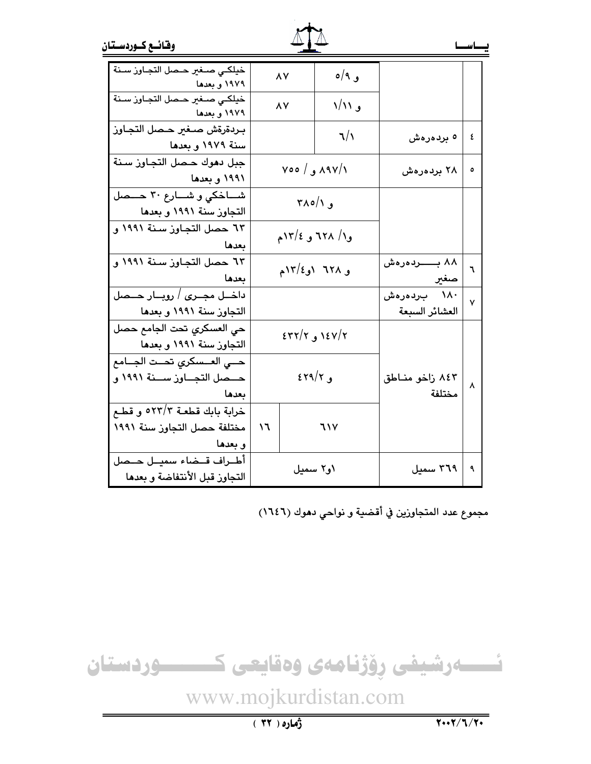| | | | | |
|---|---|---|---|---|
| | | ٨٧ | و ٩/٥ | خيلكي صغير حصل التجاوز سنة ١٩٧٩ و بعدها |
| | | ٨٧ | و ١١/١ | خيلكي صغير حصل التجاوز سنة ١٩٧٩ و بعدها |
| ٤ | ٥ بردەرەش | | ٦/١ | بردةرةش صغير حصل التجاوز سنة ١٩٧٩ و بعدها |
| ٥ | ٢٨ بردەرەش | ٨٩٧/١ و / ٧٥٥ | | جبل دهوك حصل التجاوز سنة ١٩٩١ و بعدها |
| | | و ٣٨٥/١ | | شاخكي و شارع ٣٠ حصل التجاوز سنة ١٩٩١ و بعدها |
| | | و١/ ٦٢٨ و ١٣/٤م | | ٦٣ حصل التجاوز سنة ١٩٩١ و بعدها |
| ٦ | ٨٨ بردەرەش صغير | و ٦٢٨ ١و١٣/٤م | | ٦٣ حصل التجاوز سنة ١٩٩١ و بعدها |
| ٧ | ١٨٠ بردەرەش العشائر السبعة | | | داخل مجرى / روبار حصل التجاوز سنة ١٩٩١ و بعدها |
| ٨ | ٨٤٣ زاخو مناطق مختلفة | ١٤٧/٢ و ٤٣٢/٢ | | حي العسكري تحت الجامع حصل التجاوز سنة ١٩٩١ و بعدها |
| | | و ٤٢٩/٢ | | حي العسكري تحت الجامع حصل التجاوز سنة ١٩٩١ و بعدها |
| | | ٦١٧ | ١٦ | خرابة بابك قطعة ٥٢٣/٣ و قطع مختلفة حصل التجاوز سنة ١٩٩١ و بعدها |
| ٩ | ٣٦٩ سميل | ١و٢ سميل | | أطراف قضاء سميل حصل التجاوز قبل الأنتفاضة و بعدها |

مجموع عدد المتجاوزين في أقضية و نواحي دهوك (١٦٤٦)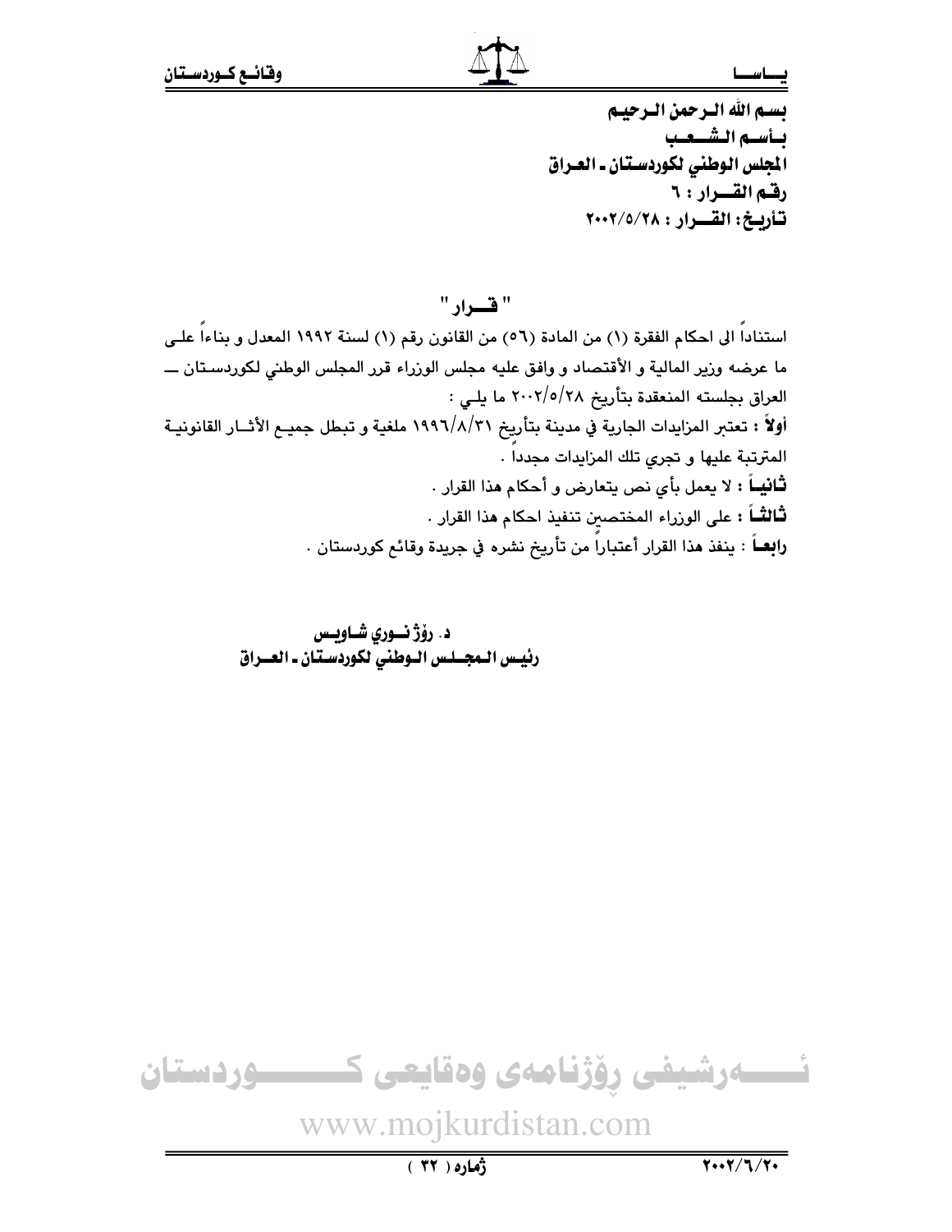بسم الله الرحمن الرحيم

بأسم الشعب

المجلس الوطني لكوردستان ـ العراق

رقم القرار : ٦

تأريخ: القرار : ٢٠٠٢/٥/٢٨

## " قـرار "

استناداً الى احكام الفقرة (١) من المادة (٥٦) من القانون رقم (١) لسنة ١٩٩٢ المعدل و بناءاً على ما عرضه وزير المالية و الأقتصاد و وافق عليه مجلس الوزراء قرر المجلس الوطني لكوردستان ـــ العراق بجلسته المنعقدة بتأريخ ٢٠٠٢/٥/٢٨ ما يلي :

**أولاً :** تعتبر المزايدات الجارية في مدينة بتأريخ ١٩٩٦/٨/٣١ ملغية و تبطل جميع الأثار القانونية المترتبة عليها و تجري تلك المزايدات مجدداً .

**ثانياً :** لا يعمل بأي نص يتعارض و أحكام هذا القرار .

**ثالثاً :** على الوزراء المختصين تنفيذ احكام هذا القرار .

**رابعاً :** ينفذ هذا القرار أعتباراً من تأريخ نشره في جريدة وقائع كوردستان .

**د. رۆژ نوري شاويس**

**رئيس المجلس الوطني لكوردستان ـ العراق**